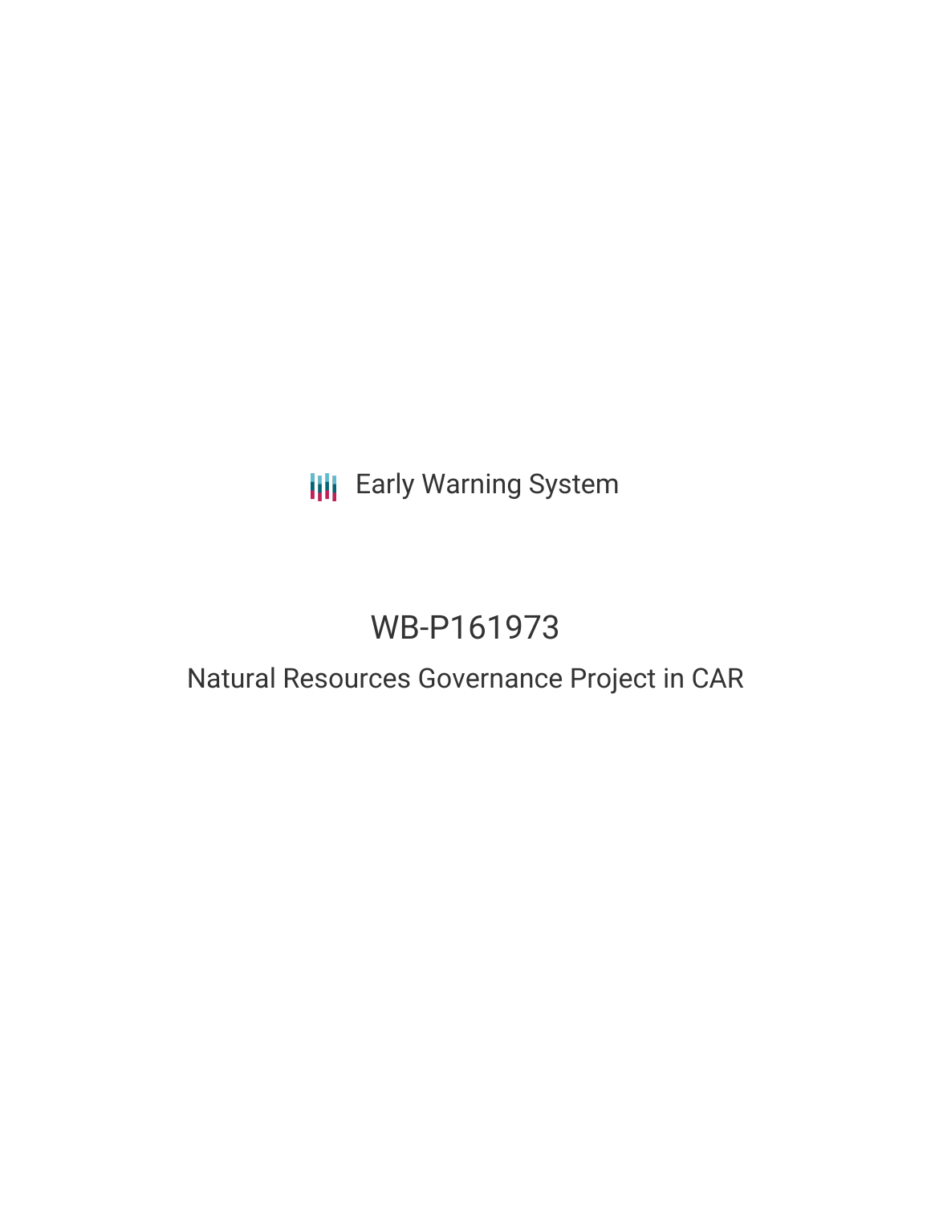Early Warning System

# WB-P161973

## Natural Resources Governance Project in CAR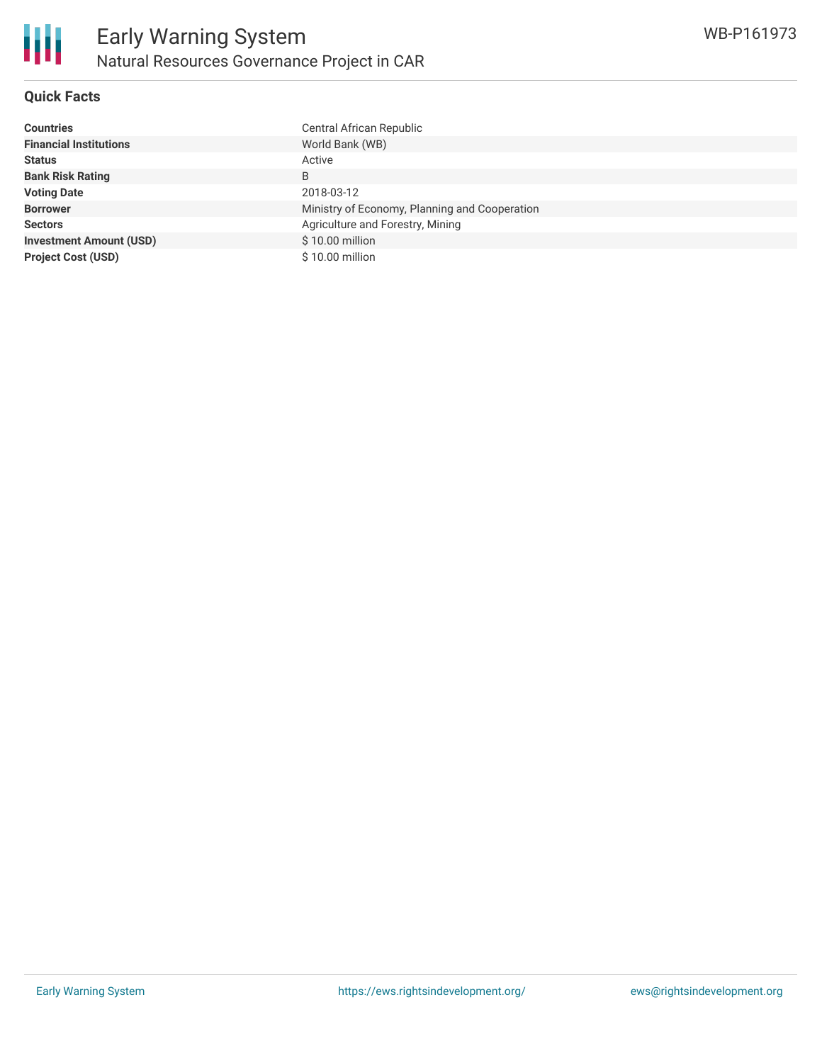## Quick Facts

| | |
|---|---|
| **Countries** | Central African Republic |
| **Financial Institutions** | World Bank (WB) |
| **Status** | Active |
| **Bank Risk Rating** | B |
| **Voting Date** | 2018-03-12 |
| **Borrower** | Ministry of Economy, Planning and Cooperation |
| **Sectors** | Agriculture and Forestry, Mining |
| **Investment Amount (USD)** | $ 10.00 million |
| **Project Cost (USD)** | $ 10.00 million |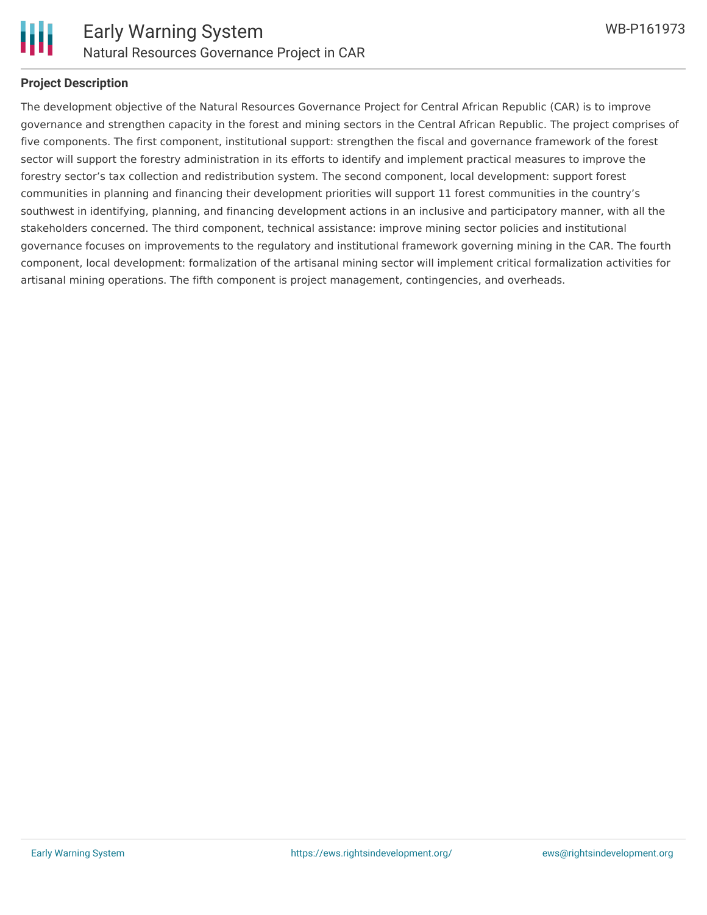**Project Description**

The development objective of the Natural Resources Governance Project for Central African Republic (CAR) is to improve governance and strengthen capacity in the forest and mining sectors in the Central African Republic. The project comprises of five components. The first component, institutional support: strengthen the fiscal and governance framework of the forest sector will support the forestry administration in its efforts to identify and implement practical measures to improve the forestry sector's tax collection and redistribution system. The second component, local development: support forest communities in planning and financing their development priorities will support 11 forest communities in the country's southwest in identifying, planning, and financing development actions in an inclusive and participatory manner, with all the stakeholders concerned. The third component, technical assistance: improve mining sector policies and institutional governance focuses on improvements to the regulatory and institutional framework governing mining in the CAR. The fourth component, local development: formalization of the artisanal mining sector will implement critical formalization activities for artisanal mining operations. The fifth component is project management, contingencies, and overheads.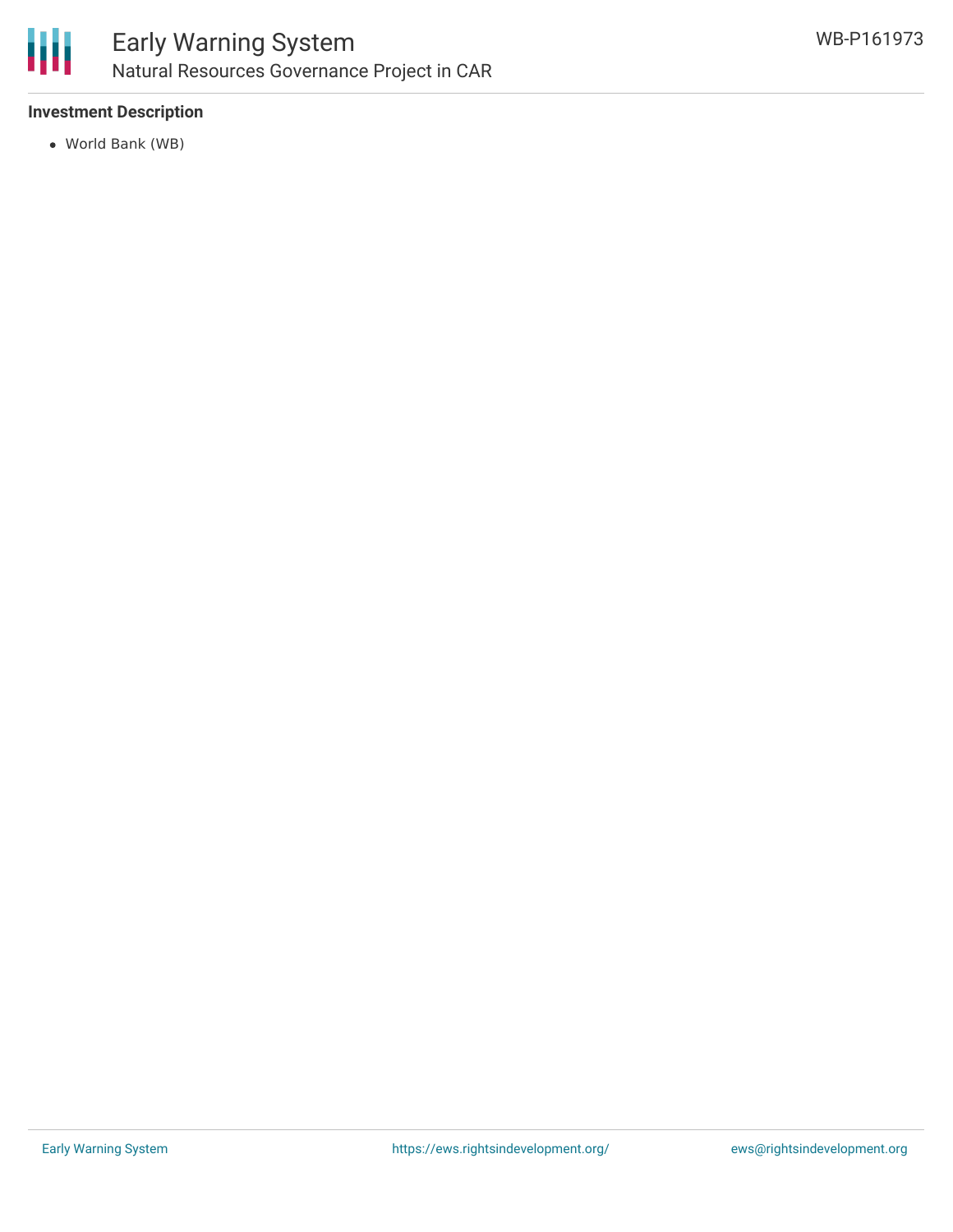**Investment Description**

- World Bank (WB)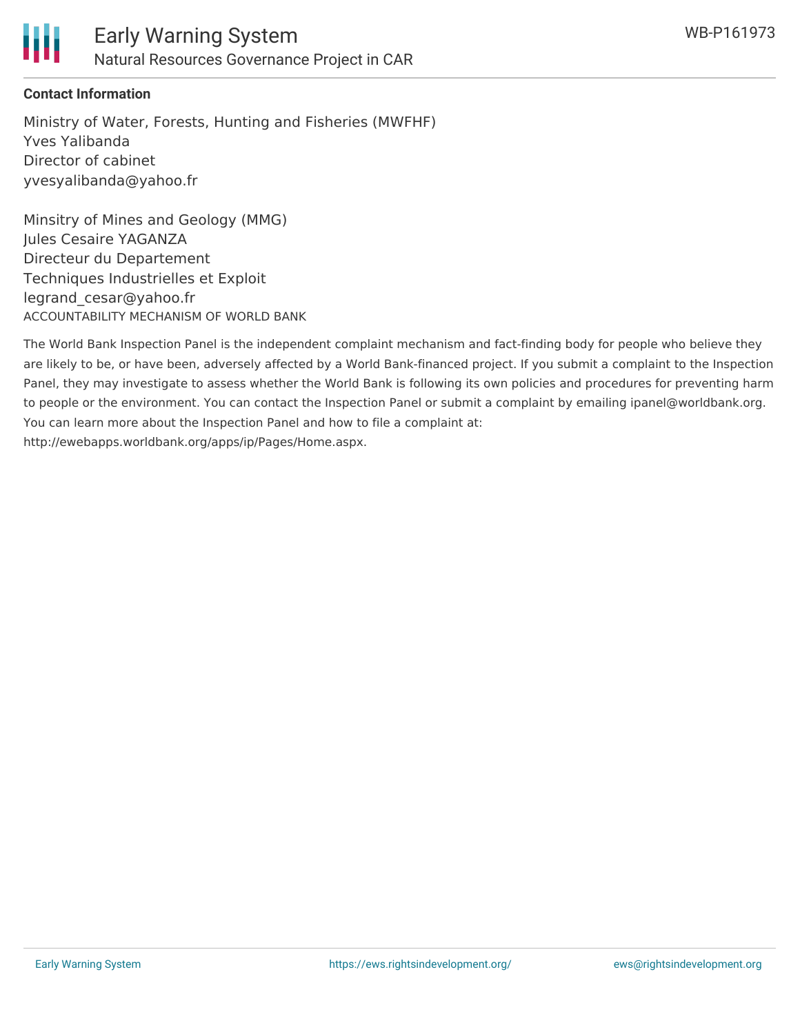**Contact Information**

Ministry of Water, Forests, Hunting and Fisheries (MWFHF)
Yves Yalibanda
Director of cabinet
yvesyalibanda@yahoo.fr

Minsitry of Mines and Geology (MMG)
Jules Cesaire YAGANZA
Directeur du Departement
Techniques Industrielles et Exploit
legrand_cesar@yahoo.fr

ACCOUNTABILITY MECHANISM OF WORLD BANK

The World Bank Inspection Panel is the independent complaint mechanism and fact-finding body for people who believe they are likely to be, or have been, adversely affected by a World Bank-financed project. If you submit a complaint to the Inspection Panel, they may investigate to assess whether the World Bank is following its own policies and procedures for preventing harm to people or the environment. You can contact the Inspection Panel or submit a complaint by emailing ipanel@worldbank.org. You can learn more about the Inspection Panel and how to file a complaint at: http://ewebapps.worldbank.org/apps/ip/Pages/Home.aspx.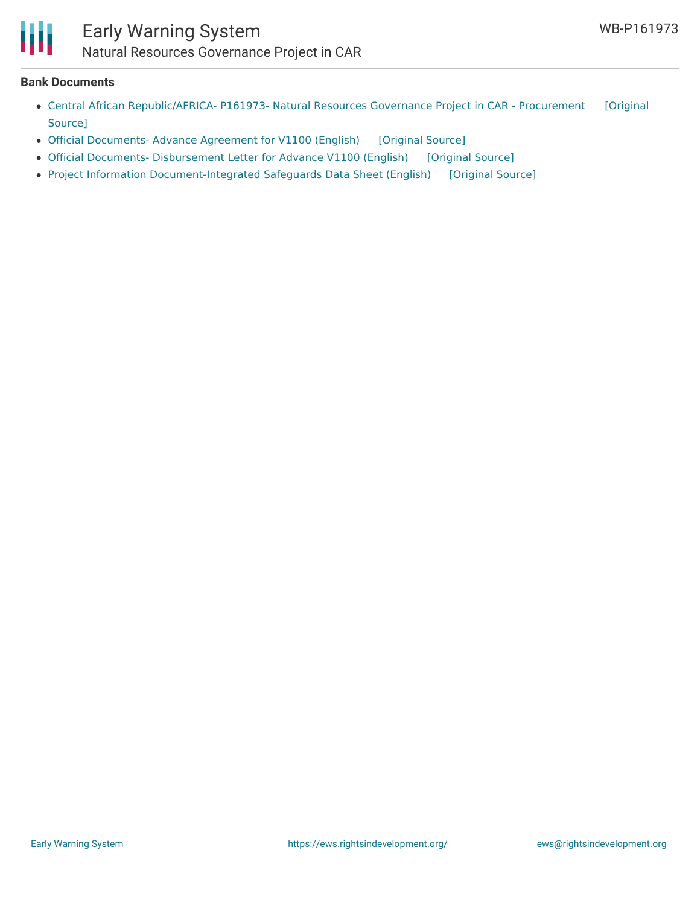**Bank Documents**

- Central African Republic/AFRICA- P161973- Natural Resources Governance Project in CAR - Procurement [Original Source]
- Official Documents- Advance Agreement for V1100 (English) [Original Source]
- Official Documents- Disbursement Letter for Advance V1100 (English) [Original Source]
- Project Information Document-Integrated Safeguards Data Sheet (English) [Original Source]